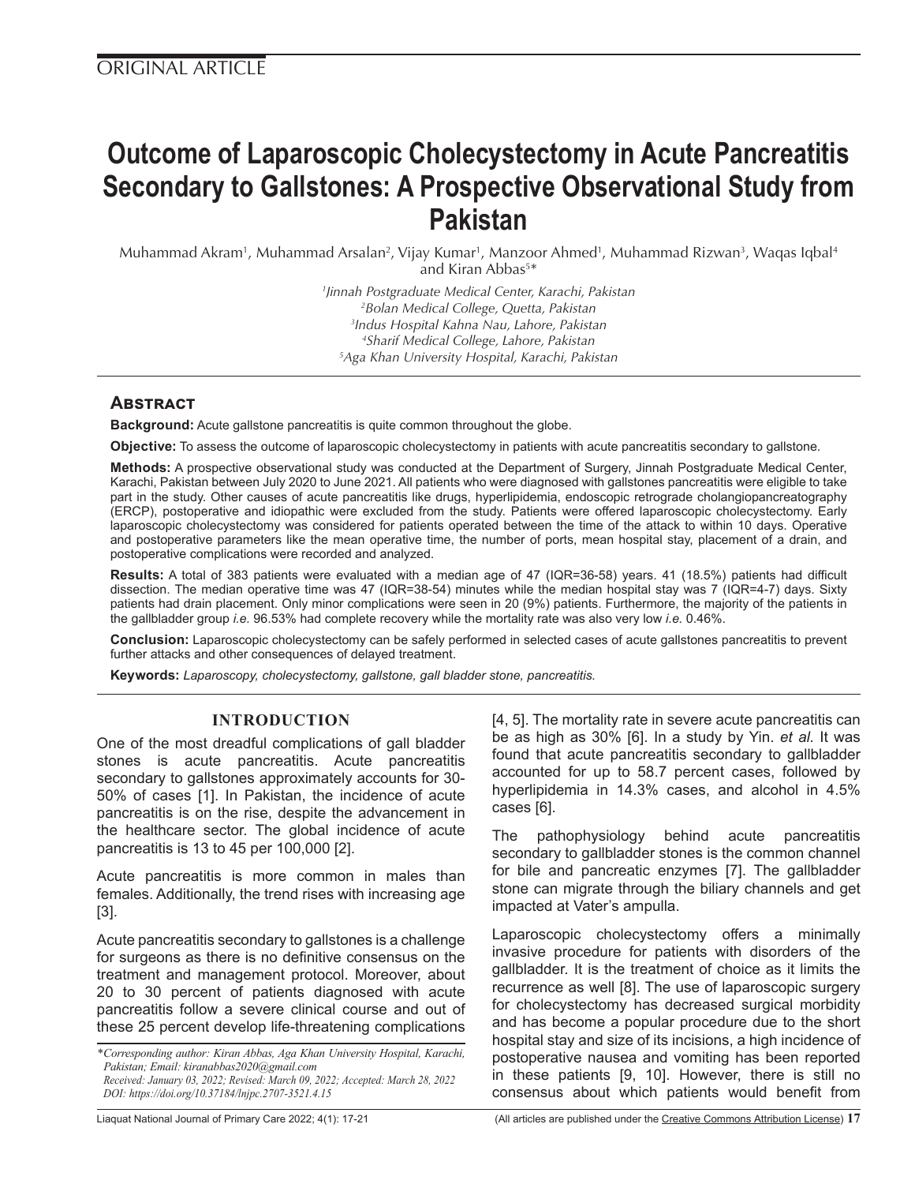ORIGINAL ARTICLE

# Outcome of Laparoscopic Cholecystectomy in Acute Pancreatitis Secondary to Gallstones: A Prospective Observational Study from Pakistan

Muhammad Akram[1], Muhammad Arsalan[2], Vijay Kumar[1], Manzoor Ahmed[1], Muhammad Rizwan[3], Waqas Iqbal[4] and Kiran Abbas[5]*

[1]*Jinnah Postgraduate Medical Center, Karachi, Pakistan*
[2]*Bolan Medical College, Quetta, Pakistan*
[3]*Indus Hospital Kahna Nau, Lahore, Pakistan*
[4]*Sharif Medical College, Lahore, Pakistan*
[5]*Aga Khan University Hospital, Karachi, Pakistan*

## Abstract

**Background:** Acute gallstone pancreatitis is quite common throughout the globe.

**Objective:** To assess the outcome of laparoscopic cholecystectomy in patients with acute pancreatitis secondary to gallstone.

**Methods:** A prospective observational study was conducted at the Department of Surgery, Jinnah Postgraduate Medical Center, Karachi, Pakistan between July 2020 to June 2021. All patients who were diagnosed with gallstones pancreatitis were eligible to take part in the study. Other causes of acute pancreatitis like drugs, hyperlipidemia, endoscopic retrograde cholangiopancreatography (ERCP), postoperative and idiopathic were excluded from the study. Patients were offered laparoscopic cholecystectomy. Early laparoscopic cholecystectomy was considered for patients operated between the time of the attack to within 10 days. Operative and postoperative parameters like the mean operative time, the number of ports, mean hospital stay, placement of a drain, and postoperative complications were recorded and analyzed.

**Results:** A total of 383 patients were evaluated with a median age of 47 (IQR=36-58) years. 41 (18.5%) patients had difficult dissection. The median operative time was 47 (IQR=38-54) minutes while the median hospital stay was 7 (IQR=4-7) days. Sixty patients had drain placement. Only minor complications were seen in 20 (9%) patients. Furthermore, the majority of the patients in the gallbladder group *i.e.* 96.53% had complete recovery while the mortality rate was also very low *i.e.* 0.46%.

**Conclusion:** Laparoscopic cholecystectomy can be safely performed in selected cases of acute gallstones pancreatitis to prevent further attacks and other consequences of delayed treatment.

**Keywords:** *Laparoscopy, cholecystectomy, gallstone, gall bladder stone, pancreatitis.*

## INTRODUCTION

One of the most dreadful complications of gall bladder stones is acute pancreatitis. Acute pancreatitis secondary to gallstones approximately accounts for 30-50% of cases [1]. In Pakistan, the incidence of acute pancreatitis is on the rise, despite the advancement in the healthcare sector. The global incidence of acute pancreatitis is 13 to 45 per 100,000 [2].

Acute pancreatitis is more common in males than females. Additionally, the trend rises with increasing age [3].

Acute pancreatitis secondary to gallstones is a challenge for surgeons as there is no definitive consensus on the treatment and management protocol. Moreover, about 20 to 30 percent of patients diagnosed with acute pancreatitis follow a severe clinical course and out of these 25 percent develop life-threatening complications [4, 5]. The mortality rate in severe acute pancreatitis can be as high as 30% [6]. In a study by Yin. *et al.* It was found that acute pancreatitis secondary to gallbladder accounted for up to 58.7 percent cases, followed by hyperlipidemia in 14.3% cases, and alcohol in 4.5% cases [6].

The pathophysiology behind acute pancreatitis secondary to gallbladder stones is the common channel for bile and pancreatic enzymes [7]. The gallbladder stone can migrate through the biliary channels and get impacted at Vater's ampulla.

Laparoscopic cholecystectomy offers a minimally invasive procedure for patients with disorders of the gallbladder. It is the treatment of choice as it limits the recurrence as well [8]. The use of laparoscopic surgery for cholecystectomy has decreased surgical morbidity and has become a popular procedure due to the short hospital stay and size of its incisions, a high incidence of postoperative nausea and vomiting has been reported in these patients [9, 10]. However, there is still no consensus about which patients would benefit from

*\*Corresponding author: Kiran Abbas, Aga Khan University Hospital, Karachi, Pakistan; Email: kiranabbas2020@gmail.com*
*Received: January 03, 2022; Revised: March 09, 2022; Accepted: March 28, 2022*
*DOI: https://doi.org/10.37184/lnjpc.2707-3521.4.15*

(All articles are published under the Creative Commons Attribution License)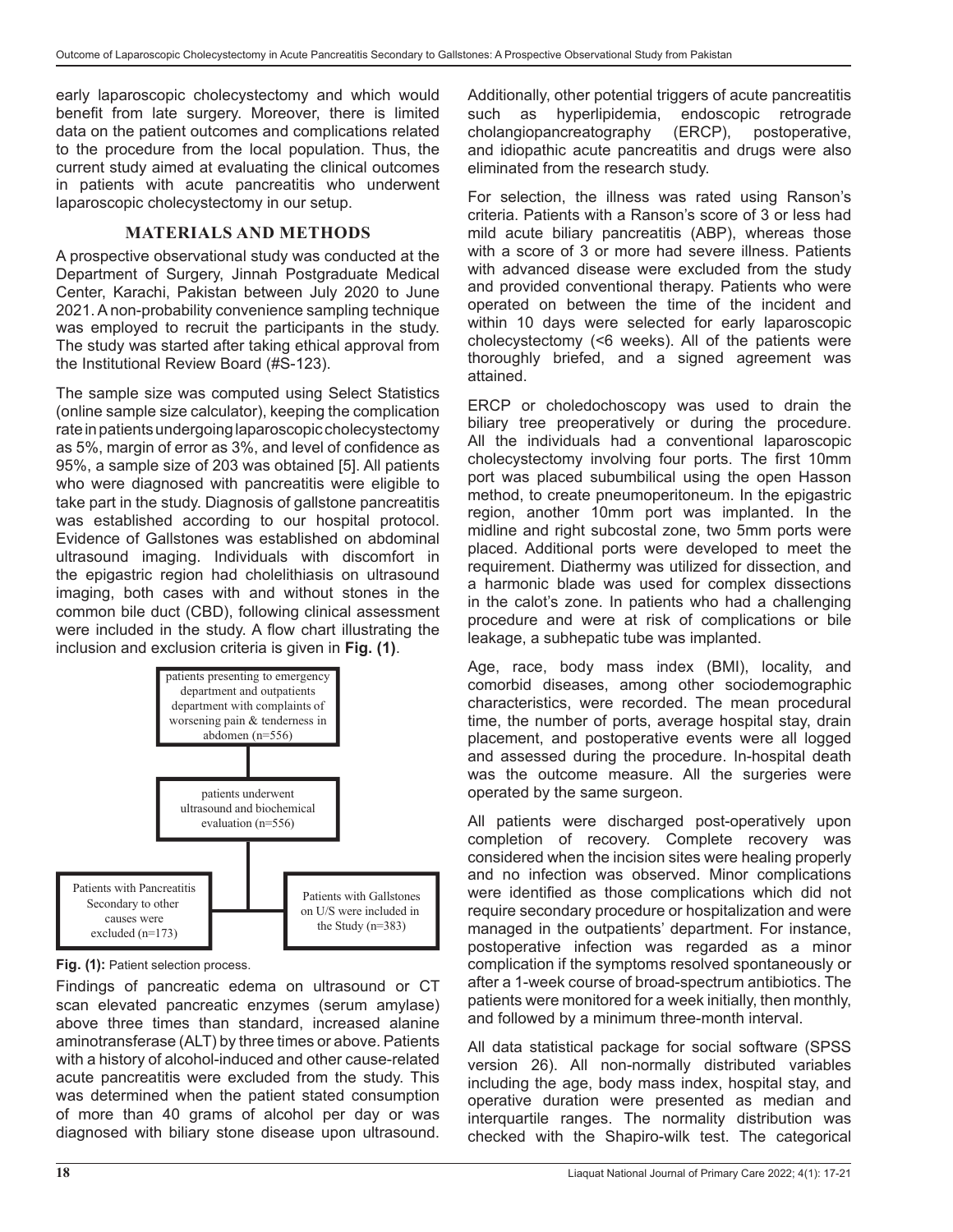early laparoscopic cholecystectomy and which would benefit from late surgery. Moreover, there is limited data on the patient outcomes and complications related to the procedure from the local population. Thus, the current study aimed at evaluating the clinical outcomes in patients with acute pancreatitis who underwent laparoscopic cholecystectomy in our setup.

## MATERIALS AND METHODS

A prospective observational study was conducted at the Department of Surgery, Jinnah Postgraduate Medical Center, Karachi, Pakistan between July 2020 to June 2021. A non-probability convenience sampling technique was employed to recruit the participants in the study. The study was started after taking ethical approval from the Institutional Review Board (#S-123).

The sample size was computed using Select Statistics (online sample size calculator), keeping the complication rate in patients undergoing laparoscopic cholecystectomy as 5%, margin of error as 3%, and level of confidence as 95%, a sample size of 203 was obtained [5]. All patients who were diagnosed with pancreatitis were eligible to take part in the study. Diagnosis of gallstone pancreatitis was established according to our hospital protocol. Evidence of Gallstones was established on abdominal ultrasound imaging. Individuals with discomfort in the epigastric region had cholelithiasis on ultrasound imaging, both cases with and without stones in the common bile duct (CBD), following clinical assessment were included in the study. A flow chart illustrating the inclusion and exclusion criteria is given in **Fig. (1)**.

patients presenting to emergency department and outpatients department with complaints of worsening pain & tenderness in abdomen (n=556)

→ patients underwent ultrasound and biochemical evaluation (n=556)

→ Patients with Pancreatitis Secondary to other causes were excluded (n=173)

→ Patients with Gallstones on U/S were included in the Study (n=383)

**Fig. (1):** Patient selection process.

Findings of pancreatic edema on ultrasound or CT scan elevated pancreatic enzymes (serum amylase) above three times than standard, increased alanine aminotransferase (ALT) by three times or above. Patients with a history of alcohol-induced and other cause-related acute pancreatitis were excluded from the study. This was determined when the patient stated consumption of more than 40 grams of alcohol per day or was diagnosed with biliary stone disease upon ultrasound. Additionally, other potential triggers of acute pancreatitis such as hyperlipidemia, endoscopic retrograde cholangiopancreatography (ERCP), postoperative, and idiopathic acute pancreatitis and drugs were also eliminated from the research study.

For selection, the illness was rated using Ranson's criteria. Patients with a Ranson's score of 3 or less had mild acute biliary pancreatitis (ABP), whereas those with a score of 3 or more had severe illness. Patients with advanced disease were excluded from the study and provided conventional therapy. Patients who were operated on between the time of the incident and within 10 days were selected for early laparoscopic cholecystectomy (<6 weeks). All of the patients were thoroughly briefed, and a signed agreement was attained.

ERCP or choledochoscopy was used to drain the biliary tree preoperatively or during the procedure. All the individuals had a conventional laparoscopic cholecystectomy involving four ports. The first 10mm port was placed subumbilical using the open Hasson method, to create pneumoperitoneum. In the epigastric region, another 10mm port was implanted. In the midline and right subcostal zone, two 5mm ports were placed. Additional ports were developed to meet the requirement. Diathermy was utilized for dissection, and a harmonic blade was used for complex dissections in the calot's zone. In patients who had a challenging procedure and were at risk of complications or bile leakage, a subhepatic tube was implanted.

Age, race, body mass index (BMI), locality, and comorbid diseases, among other sociodemographic characteristics, were recorded. The mean procedural time, the number of ports, average hospital stay, drain placement, and postoperative events were all logged and assessed during the procedure. In-hospital death was the outcome measure. All the surgeries were operated by the same surgeon.

All patients were discharged post-operatively upon completion of recovery. Complete recovery was considered when the incision sites were healing properly and no infection was observed. Minor complications were identified as those complications which did not require secondary procedure or hospitalization and were managed in the outpatients' department. For instance, postoperative infection was regarded as a minor complication if the symptoms resolved spontaneously or after a 1-week course of broad-spectrum antibiotics. The patients were monitored for a week initially, then monthly, and followed by a minimum three-month interval.

All data statistical package for social software (SPSS version 26). All non-normally distributed variables including the age, body mass index, hospital stay, and operative duration were presented as median and interquartile ranges. The normality distribution was checked with the Shapiro-wilk test. The categorical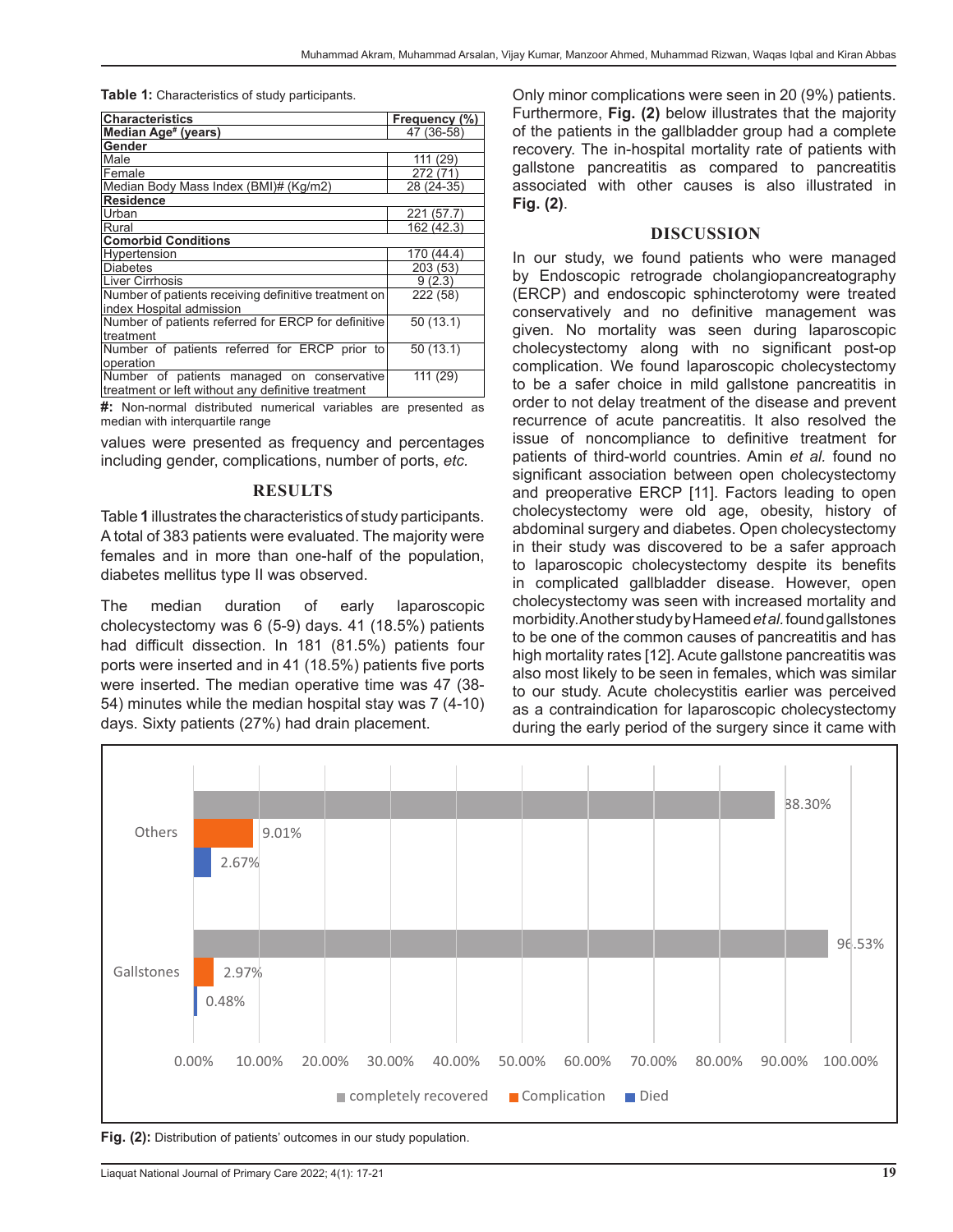**Table 1:** Characteristics of study participants.

| Characteristics | Frequency (%) |
|---|---|
| **Median Age# (years)** | 47 (36-58) |
| **Gender** | |
| Male | 111 (29) |
| Female | 272 (71) |
| Median Body Mass Index (BMI)# (Kg/m2) | 28 (24-35) |
| **Residence** | |
| Urban | 221 (57.7) |
| Rural | 162 (42.3) |
| **Comorbid Conditions** | |
| Hypertension | 170 (44.4) |
| Diabetes | 203 (53) |
| Liver Cirrhosis | 9 (2.3) |
| Number of patients receiving definitive treatment on index Hospital admission | 222 (58) |
| Number of patients referred for ERCP for definitive treatment | 50 (13.1) |
| Number of patients referred for ERCP prior to operation | 50 (13.1) |
| Number of patients managed on conservative treatment or left without any definitive treatment | 111 (29) |

**#:** Non-normal distributed numerical variables are presented as median with interquartile range

values were presented as frequency and percentages including gender, complications, number of ports, *etc.*

## RESULTS

Table **1** illustrates the characteristics of study participants. A total of 383 patients were evaluated. The majority were females and in more than one-half of the population, diabetes mellitus type II was observed.

The median duration of early laparoscopic cholecystectomy was 6 (5-9) days. 41 (18.5%) patients had difficult dissection. In 181 (81.5%) patients four ports were inserted and in 41 (18.5%) patients five ports were inserted. The median operative time was 47 (38-54) minutes while the median hospital stay was 7 (4-10) days. Sixty patients (27%) had drain placement.

Only minor complications were seen in 20 (9%) patients. Furthermore, **Fig. (2)** below illustrates that the majority of the patients in the gallbladder group had a complete recovery. The in-hospital mortality rate of patients with gallstone pancreatitis as compared to pancreatitis associated with other causes is also illustrated in **Fig. (2)**.

## DISCUSSION

In our study, we found patients who were managed by Endoscopic retrograde cholangiopancreatography (ERCP) and endoscopic sphincterotomy were treated conservatively and no definitive management was given. No mortality was seen during laparoscopic cholecystectomy along with no significant post-op complication. We found laparoscopic cholecystectomy to be a safer choice in mild gallstone pancreatitis in order to not delay treatment of the disease and prevent recurrence of acute pancreatitis. It also resolved the issue of noncompliance to definitive treatment for patients of third-world countries. Amin *et al.* found no significant association between open cholecystectomy and preoperative ERCP [11]. Factors leading to open cholecystectomy were old age, obesity, history of abdominal surgery and diabetes. Open cholecystectomy in their study was discovered to be a safer approach to laparoscopic cholecystectomy despite its benefits in complicated gallbladder disease. However, open cholecystectomy was seen with increased mortality and morbidity. Another study by Hameed *et al.* found gallstones to be one of the common causes of pancreatitis and has high mortality rates [12]. Acute gallstone pancreatitis was also most likely to be seen in females, which was similar to our study. Acute cholecystitis earlier was perceived as a contraindication for laparoscopic cholecystectomy during the early period of the surgery since it came with

| | completely recovered | Complication | Died |
|---|---|---|---|
| Others | 88.30% | 9.01% | 2.67% |
| Gallstones | 96.53% | 2.97% | 0.48% |

**Fig. (2):** Distribution of patients' outcomes in our study population.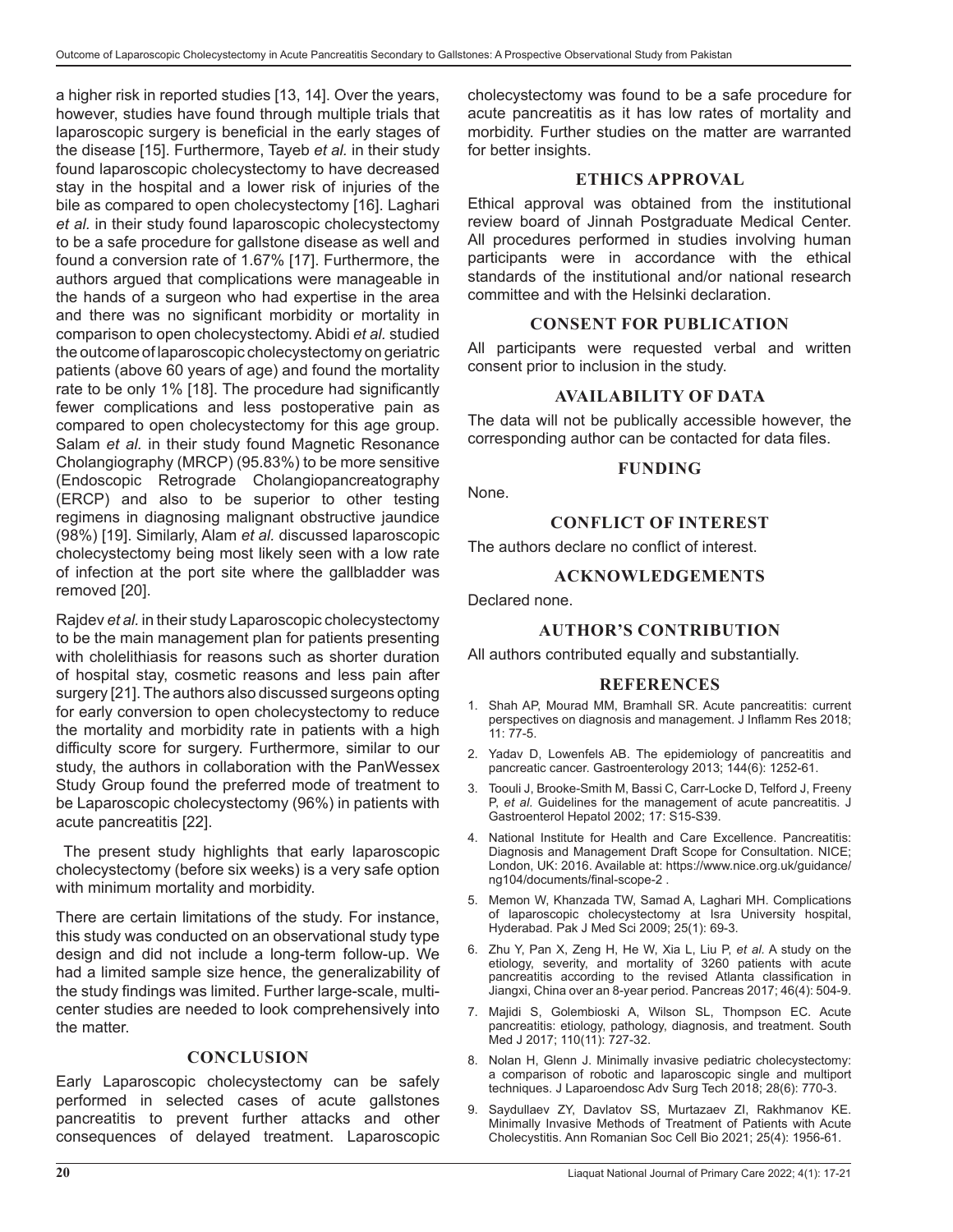a higher risk in reported studies [13, 14]. Over the years, however, studies have found through multiple trials that laparoscopic surgery is beneficial in the early stages of the disease [15]. Furthermore, Tayeb *et al.* in their study found laparoscopic cholecystectomy to have decreased stay in the hospital and a lower risk of injuries of the bile as compared to open cholecystectomy [16]. Laghari *et al.* in their study found laparoscopic cholecystectomy to be a safe procedure for gallstone disease as well and found a conversion rate of 1.67% [17]. Furthermore, the authors argued that complications were manageable in the hands of a surgeon who had expertise in the area and there was no significant morbidity or mortality in comparison to open cholecystectomy. Abidi *et al.* studied the outcome of laparoscopic cholecystectomy on geriatric patients (above 60 years of age) and found the mortality rate to be only 1% [18]. The procedure had significantly fewer complications and less postoperative pain as compared to open cholecystectomy for this age group. Salam *et al.* in their study found Magnetic Resonance Cholangiography (MRCP) (95.83%) to be more sensitive (Endoscopic Retrograde Cholangiopancreatography (ERCP) and also to be superior to other testing regimens in diagnosing malignant obstructive jaundice (98%) [19]. Similarly, Alam *et al.* discussed laparoscopic cholecystectomy being most likely seen with a low rate of infection at the port site where the gallbladder was removed [20].

Rajdev *et al.* in their study Laparoscopic cholecystectomy to be the main management plan for patients presenting with cholelithiasis for reasons such as shorter duration of hospital stay, cosmetic reasons and less pain after surgery [21]. The authors also discussed surgeons opting for early conversion to open cholecystectomy to reduce the mortality and morbidity rate in patients with a high difficulty score for surgery. Furthermore, similar to our study, the authors in collaboration with the PanWessex Study Group found the preferred mode of treatment to be Laparoscopic cholecystectomy (96%) in patients with acute pancreatitis [22].

The present study highlights that early laparoscopic cholecystectomy (before six weeks) is a very safe option with minimum mortality and morbidity.

There are certain limitations of the study. For instance, this study was conducted on an observational study type design and did not include a long-term follow-up. We had a limited sample size hence, the generalizability of the study findings was limited. Further large-scale, multi-center studies are needed to look comprehensively into the matter.

## CONCLUSION

Early Laparoscopic cholecystectomy can be safely performed in selected cases of acute gallstones pancreatitis to prevent further attacks and other consequences of delayed treatment. Laparoscopic cholecystectomy was found to be a safe procedure for acute pancreatitis as it has low rates of mortality and morbidity. Further studies on the matter are warranted for better insights.

## ETHICS APPROVAL

Ethical approval was obtained from the institutional review board of Jinnah Postgraduate Medical Center. All procedures performed in studies involving human participants were in accordance with the ethical standards of the institutional and/or national research committee and with the Helsinki declaration.

## CONSENT FOR PUBLICATION

All participants were requested verbal and written consent prior to inclusion in the study.

## AVAILABILITY OF DATA

The data will not be publically accessible however, the corresponding author can be contacted for data files.

## FUNDING

None.

## CONFLICT OF INTEREST

The authors declare no conflict of interest.

## ACKNOWLEDGEMENTS

Declared none.

## AUTHOR'S CONTRIBUTION

All authors contributed equally and substantially.

## REFERENCES

1. Shah AP, Mourad MM, Bramhall SR. Acute pancreatitis: current perspectives on diagnosis and management. J Inflamm Res 2018; 11: 77-5.
2. Yadav D, Lowenfels AB. The epidemiology of pancreatitis and pancreatic cancer. Gastroenterology 2013; 144(6): 1252-61.
3. Toouli J, Brooke-Smith M, Bassi C, Carr-Locke D, Telford J, Freeny P, *et al.* Guidelines for the management of acute pancreatitis. J Gastroenterol Hepatol 2002; 17: S15-S39.
4. National Institute for Health and Care Excellence. Pancreatitis: Diagnosis and Management Draft Scope for Consultation. NICE; London, UK: 2016. Available at: https://www.nice.org.uk/guidance/ng104/documents/final-scope-2 .
5. Memon W, Khanzada TW, Samad A, Laghari MH. Complications of laparoscopic cholecystectomy at Isra University hospital, Hyderabad. Pak J Med Sci 2009; 25(1): 69-3.
6. Zhu Y, Pan X, Zeng H, He W, Xia L, Liu P, *et al.* A study on the etiology, severity, and mortality of 3260 patients with acute pancreatitis according to the revised Atlanta classification in Jiangxi, China over an 8-year period. Pancreas 2017; 46(4): 504-9.
7. Majidi S, Golembioski A, Wilson SL, Thompson EC. Acute pancreatitis: etiology, pathology, diagnosis, and treatment. South Med J 2017; 110(11): 727-32.
8. Nolan H, Glenn J. Minimally invasive pediatric cholecystectomy: a comparison of robotic and laparoscopic single and multiport techniques. J Laparoendosc Adv Surg Tech 2018; 28(6): 770-3.
9. Saydullaev ZY, Davlatov SS, Murtazaev ZI, Rakhmanov KE. Minimally Invasive Methods of Treatment of Patients with Acute Cholecystitis. Ann Romanian Soc Cell Bio 2021; 25(4): 1956-61.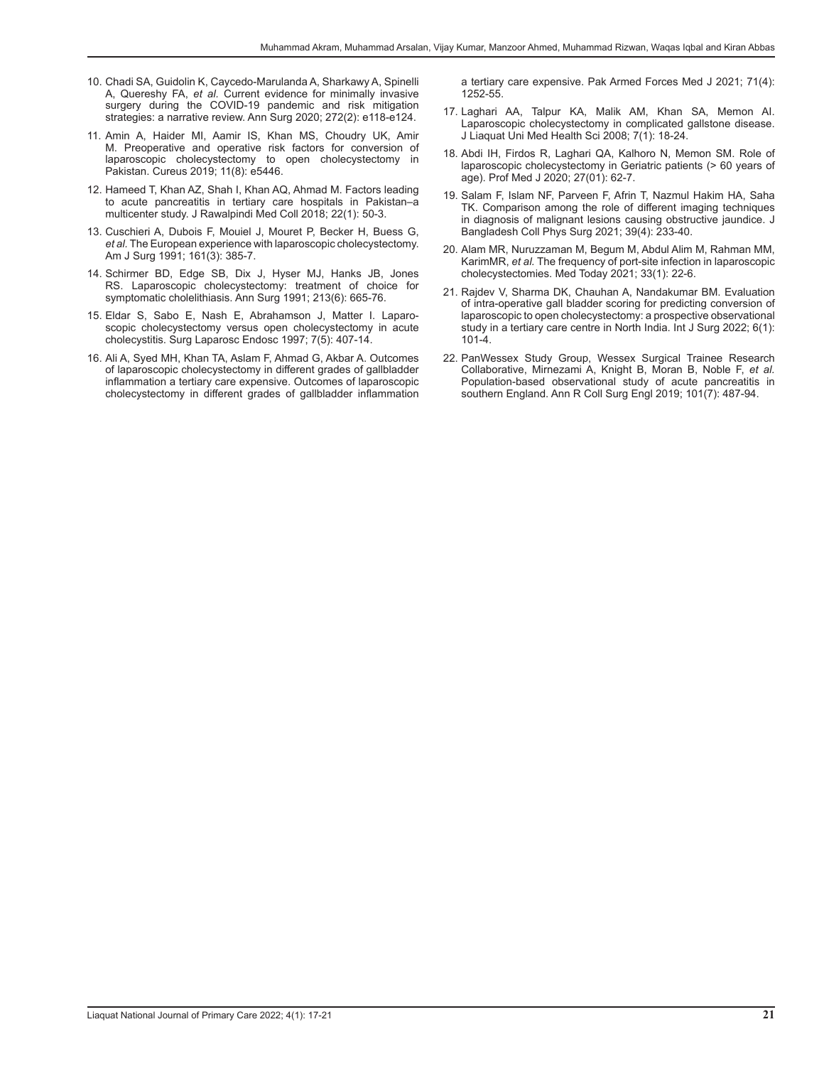10. Chadi SA, Guidolin K, Caycedo-Marulanda A, Sharkawy A, Spinelli A, Quereshy FA, *et al.* Current evidence for minimally invasive surgery during the COVID-19 pandemic and risk mitigation strategies: a narrative review. Ann Surg 2020; 272(2): e118-e124.
11. Amin A, Haider MI, Aamir IS, Khan MS, Choudry UK, Amir M. Preoperative and operative risk factors for conversion of laparoscopic cholecystectomy to open cholecystectomy in Pakistan. Cureus 2019; 11(8): e5446.
12. Hameed T, Khan AZ, Shah I, Khan AQ, Ahmad M. Factors leading to acute pancreatitis in tertiary care hospitals in Pakistan–a multicenter study. J Rawalpindi Med Coll 2018; 22(1): 50-3.
13. Cuschieri A, Dubois F, Mouiel J, Mouret P, Becker H, Buess G, *et al.* The European experience with laparoscopic cholecystectomy. Am J Surg 1991; 161(3): 385-7.
14. Schirmer BD, Edge SB, Dix J, Hyser MJ, Hanks JB, Jones RS. Laparoscopic cholecystectomy: treatment of choice for symptomatic cholelithiasis. Ann Surg 1991; 213(6): 665-76.
15. Eldar S, Sabo E, Nash E, Abrahamson J, Matter I. Laparoscopic cholecystectomy versus open cholecystectomy in acute cholecystitis. Surg Laparosc Endosc 1997; 7(5): 407-14.
16. Ali A, Syed MH, Khan TA, Aslam F, Ahmad G, Akbar A. Outcomes of laparoscopic cholecystectomy in different grades of gallbladder inflammation a tertiary care expensive. Outcomes of laparoscopic cholecystectomy in different grades of gallbladder inflammation a tertiary care expensive. Pak Armed Forces Med J 2021; 71(4): 1252-55.
17. Laghari AA, Talpur KA, Malik AM, Khan SA, Memon AI. Laparoscopic cholecystectomy in complicated gallstone disease. J Liaquat Uni Med Health Sci 2008; 7(1): 18-24.
18. Abdi IH, Firdos R, Laghari QA, Kalhoro N, Memon SM. Role of laparoscopic cholecystectomy in Geriatric patients (> 60 years of age). Prof Med J 2020; 27(01): 62-7.
19. Salam F, Islam NF, Parveen F, Afrin T, Nazmul Hakim HA, Saha TK. Comparison among the role of different imaging techniques in diagnosis of malignant lesions causing obstructive jaundice. J Bangladesh Coll Phys Surg 2021; 39(4): 233-40.
20. Alam MR, Nuruzzaman M, Begum M, Abdul Alim M, Rahman MM, KarimMR, *et al.* The frequency of port-site infection in laparoscopic cholecystectomies. Med Today 2021; 33(1): 22-6.
21. Rajdev V, Sharma DK, Chauhan A, Nandakumar BM. Evaluation of intra-operative gall bladder scoring for predicting conversion of laparoscopic to open cholecystectomy: a prospective observational study in a tertiary care centre in North India. Int J Surg 2022; 6(1): 101-4.
22. PanWessex Study Group, Wessex Surgical Trainee Research Collaborative, Mirnezami A, Knight B, Moran B, Noble F, *et al.* Population-based observational study of acute pancreatitis in southern England. Ann R Coll Surg Engl 2019; 101(7): 487-94.